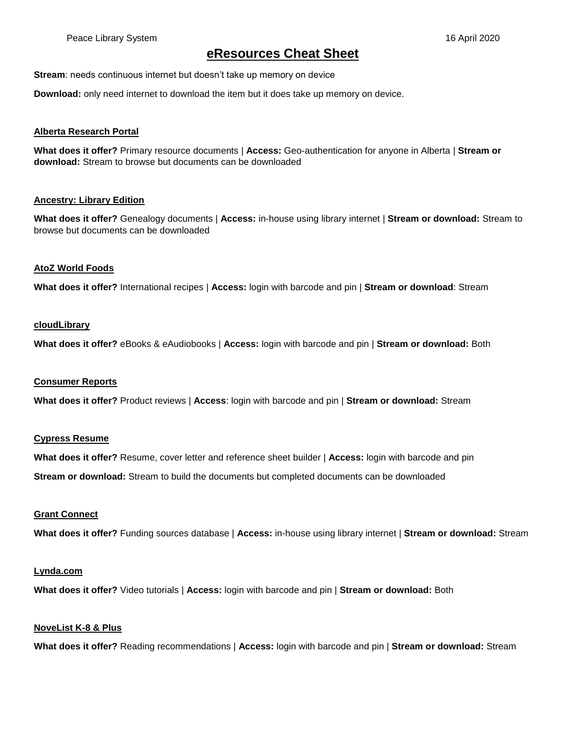Peace Library System 16 April 2020

# eResources Cheat Sheet

**Stream**: needs continuous internet but doesn't take up memory on device

**Download:** only need internet to download the item but it does take up memory on device.

### Alberta Research Portal

**What does it offer?** Primary resource documents | **Access:** Geo-authentication for anyone in Alberta | **Stream or download:** Stream to browse but documents can be downloaded

### Ancestry: Library Edition

**What does it offer?** Genealogy documents | **Access:** in-house using library internet | **Stream or download:** Stream to browse but documents can be downloaded

### AtoZ World Foods

**What does it offer?** International recipes | **Access:** login with barcode and pin | **Stream or download**: Stream

### cloudLibrary

**What does it offer?** eBooks & eAudiobooks | **Access:** login with barcode and pin | **Stream or download:** Both

### Consumer Reports

**What does it offer?** Product reviews | **Access**: login with barcode and pin | **Stream or download:** Stream

### Cypress Resume

**What does it offer?** Resume, cover letter and reference sheet builder | **Access:** login with barcode and pin

**Stream or download:** Stream to build the documents but completed documents can be downloaded

### Grant Connect

**What does it offer?** Funding sources database | **Access:** in-house using library internet | **Stream or download:** Stream

### Lynda.com

**What does it offer?** Video tutorials | **Access:** login with barcode and pin | **Stream or download:** Both

### NoveList K-8 & Plus

**What does it offer?** Reading recommendations | **Access:** login with barcode and pin | **Stream or download:** Stream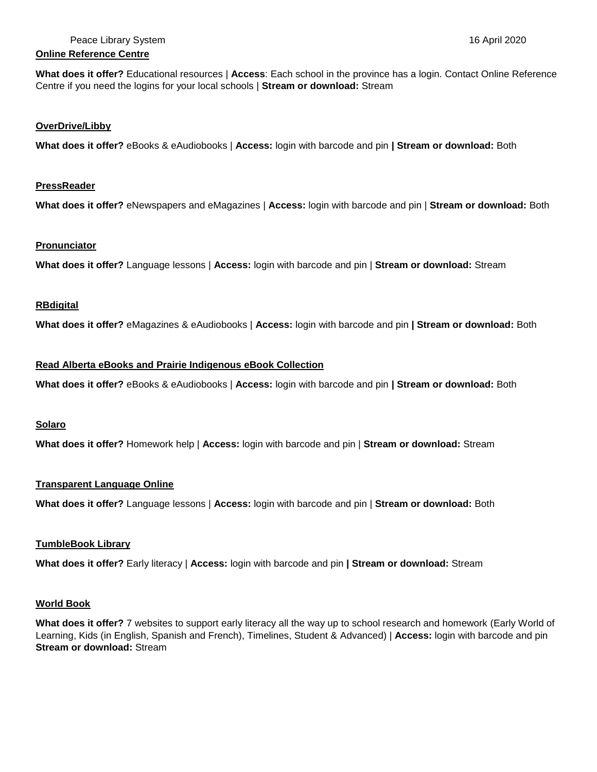**Online Reference Centre**

**What does it offer?** Educational resources | **Access**: Each school in the province has a login. Contact Online Reference Centre if you need the logins for your local schools | **Stream or download:** Stream

**OverDrive/Libby**

**What does it offer?** eBooks & eAudiobooks | **Access:** login with barcode and pin **| Stream or download:** Both

**PressReader**

**What does it offer?** eNewspapers and eMagazines | **Access:** login with barcode and pin | **Stream or download:** Both

**Pronunciator**

**What does it offer?** Language lessons | **Access:** login with barcode and pin | **Stream or download:** Stream

**RBdigital**

**What does it offer?** eMagazines & eAudiobooks | **Access:** login with barcode and pin **| Stream or download:** Both

**Read Alberta eBooks and Prairie Indigenous eBook Collection**

**What does it offer?** eBooks & eAudiobooks | **Access:** login with barcode and pin **| Stream or download:** Both

**Solaro**

**What does it offer?** Homework help | **Access:** login with barcode and pin | **Stream or download:** Stream

**Transparent Language Online**

**What does it offer?** Language lessons | **Access:** login with barcode and pin | **Stream or download:** Both

**TumbleBook Library**

**What does it offer?** Early literacy | **Access:** login with barcode and pin **| Stream or download:** Stream

**World Book**

**What does it offer?** 7 websites to support early literacy all the way up to school research and homework (Early World of Learning, Kids (in English, Spanish and French), Timelines, Student & Advanced) | **Access:** login with barcode and pin **Stream or download:** Stream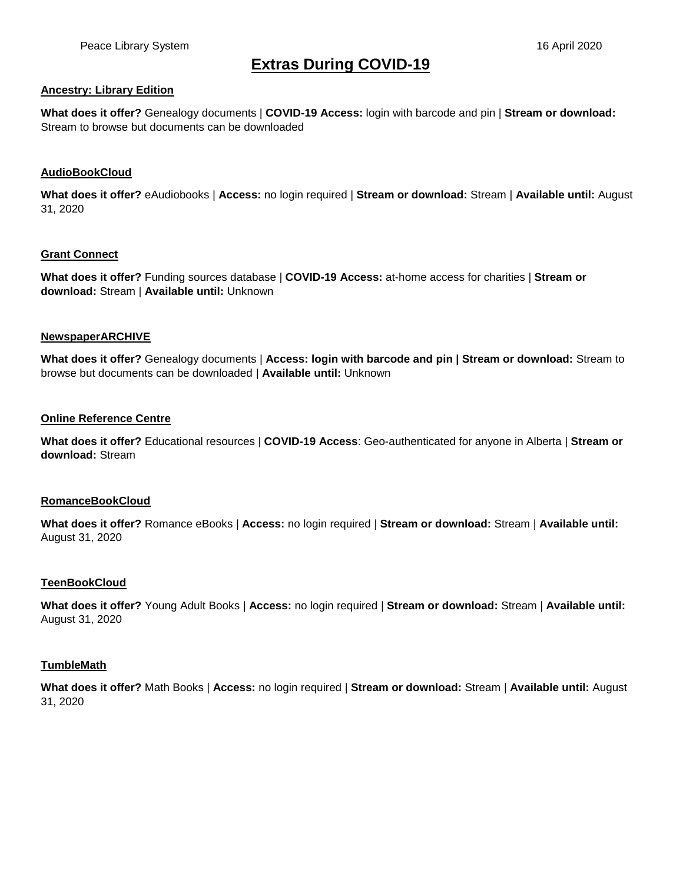# Extras During COVID-19

### Ancestry: Library Edition

**What does it offer?** Genealogy documents | **COVID-19 Access:** login with barcode and pin | **Stream or download:** Stream to browse but documents can be downloaded

### AudioBookCloud

**What does it offer?** eAudiobooks | **Access:** no login required | **Stream or download:** Stream | **Available until:** August 31, 2020

### Grant Connect

**What does it offer?** Funding sources database | **COVID-19 Access:** at-home access for charities | **Stream or download:** Stream | **Available until:** Unknown

### NewspaperARCHIVE

**What does it offer?** Genealogy documents | **Access: login with barcode and pin | Stream or download:** Stream to browse but documents can be downloaded | **Available until:** Unknown

### Online Reference Centre

**What does it offer?** Educational resources | **COVID-19 Access**: Geo-authenticated for anyone in Alberta | **Stream or download:** Stream

### RomanceBookCloud

**What does it offer?** Romance eBooks | **Access:** no login required | **Stream or download:** Stream | **Available until:** August 31, 2020

### TeenBookCloud

**What does it offer?** Young Adult Books | **Access:** no login required | **Stream or download:** Stream | **Available until:** August 31, 2020

### TumbleMath

**What does it offer?** Math Books | **Access:** no login required | **Stream or download:** Stream | **Available until:** August 31, 2020